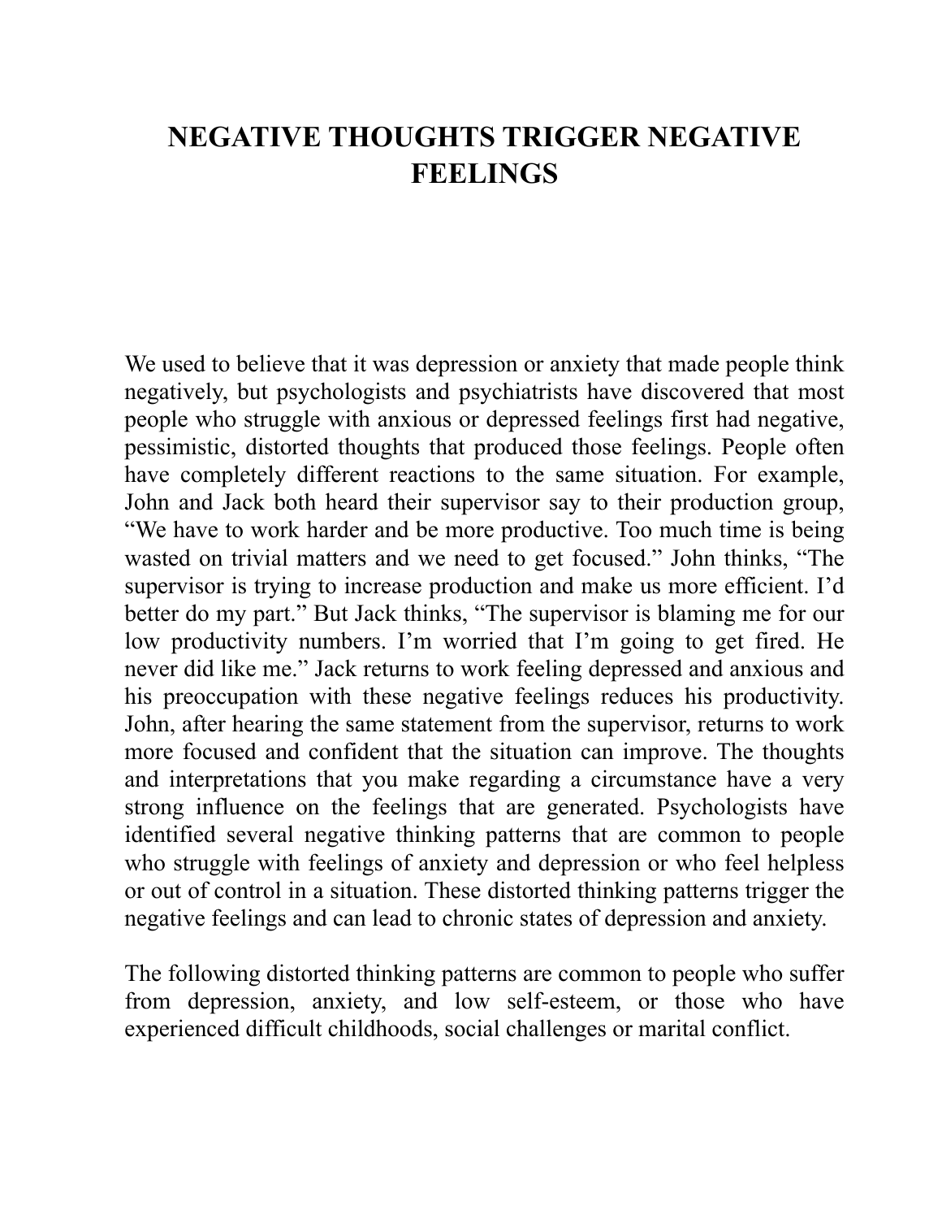# NEGATIVE THOUGHTS TRIGGER NEGATIVE FEELINGS

We used to believe that it was depression or anxiety that made people think negatively, but psychologists and psychiatrists have discovered that most people who struggle with anxious or depressed feelings first had negative, pessimistic, distorted thoughts that produced those feelings. People often have completely different reactions to the same situation. For example, John and Jack both heard their supervisor say to their production group, "We have to work harder and be more productive. Too much time is being wasted on trivial matters and we need to get focused." John thinks, "The supervisor is trying to increase production and make us more efficient. I'd better do my part." But Jack thinks, "The supervisor is blaming me for our low productivity numbers. I'm worried that I'm going to get fired. He never did like me." Jack returns to work feeling depressed and anxious and his preoccupation with these negative feelings reduces his productivity. John, after hearing the same statement from the supervisor, returns to work more focused and confident that the situation can improve. The thoughts and interpretations that you make regarding a circumstance have a very strong influence on the feelings that are generated. Psychologists have identified several negative thinking patterns that are common to people who struggle with feelings of anxiety and depression or who feel helpless or out of control in a situation. These distorted thinking patterns trigger the negative feelings and can lead to chronic states of depression and anxiety.

The following distorted thinking patterns are common to people who suffer from depression, anxiety, and low self-esteem, or those who have experienced difficult childhoods, social challenges or marital conflict.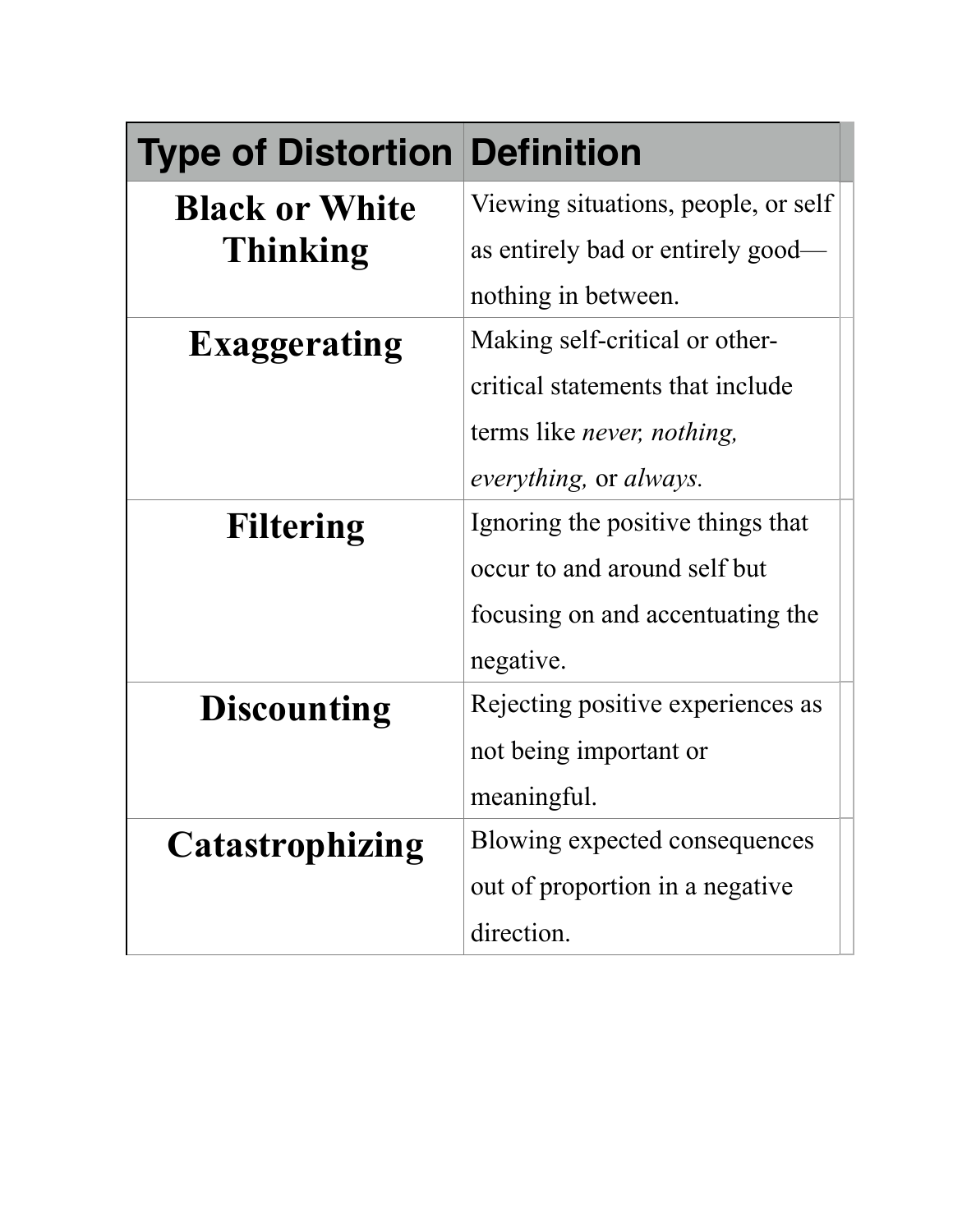| Type of Distortion | Definition |
| --- | --- |
| **Black or White Thinking** | Viewing situations, people, or self as entirely bad or entirely good—nothing in between. |
| **Exaggerating** | Making self-critical or other-critical statements that include terms like *never, nothing, everything,* or *always.* |
| **Filtering** | Ignoring the positive things that occur to and around self but focusing on and accentuating the negative. |
| **Discounting** | Rejecting positive experiences as not being important or meaningful. |
| **Catastrophizing** | Blowing expected consequences out of proportion in a negative direction. |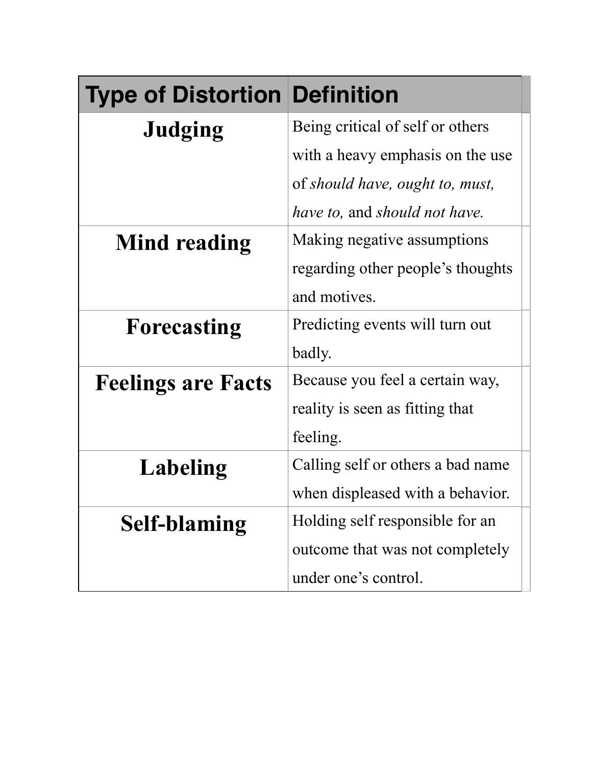| Type of Distortion | Definition |
| --- | --- |
| **Judging** | Being critical of self or others with a heavy emphasis on the use of *should have, ought to, must, have to,* and *should not have.* |
| **Mind reading** | Making negative assumptions regarding other people's thoughts and motives. |
| **Forecasting** | Predicting events will turn out badly. |
| **Feelings are Facts** | Because you feel a certain way, reality is seen as fitting that feeling. |
| **Labeling** | Calling self or others a bad name when displeased with a behavior. |
| **Self-blaming** | Holding self responsible for an outcome that was not completely under one's control. |